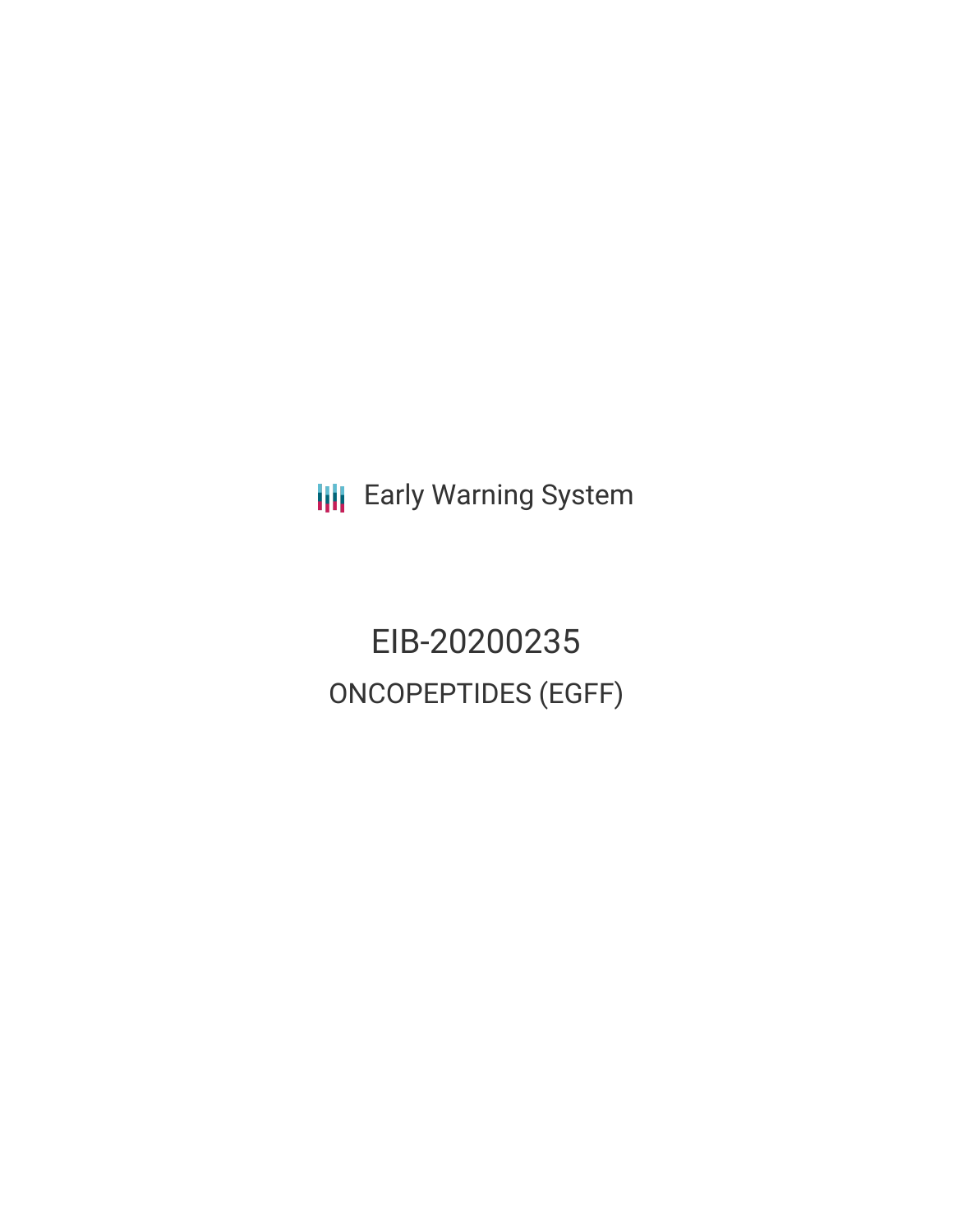Early Warning System

# EIB-20200235

## ONCOPEPTIDES (EGFF)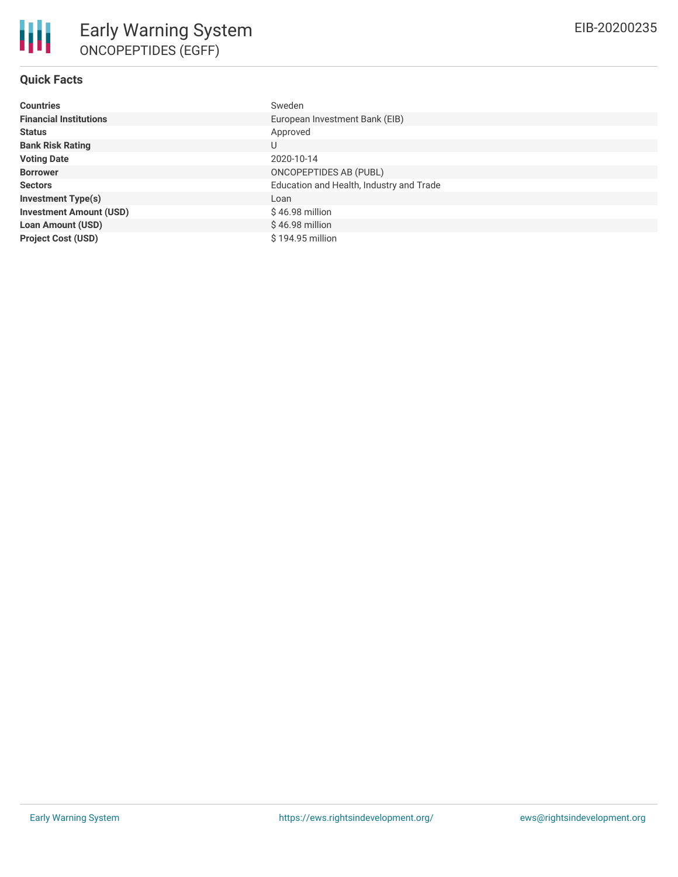# Early Warning System

## ONCOPEPTIDES (EGFF)

EIB-20200235

### Quick Facts

| | |
|---|---|
| **Countries** | Sweden |
| **Financial Institutions** | European Investment Bank (EIB) |
| **Status** | Approved |
| **Bank Risk Rating** | U |
| **Voting Date** | 2020-10-14 |
| **Borrower** | ONCOPEPTIDES AB (PUBL) |
| **Sectors** | Education and Health, Industry and Trade |
| **Investment Type(s)** | Loan |
| **Investment Amount (USD)** | $ 46.98 million |
| **Loan Amount (USD)** | $ 46.98 million |
| **Project Cost (USD)** | $ 194.95 million |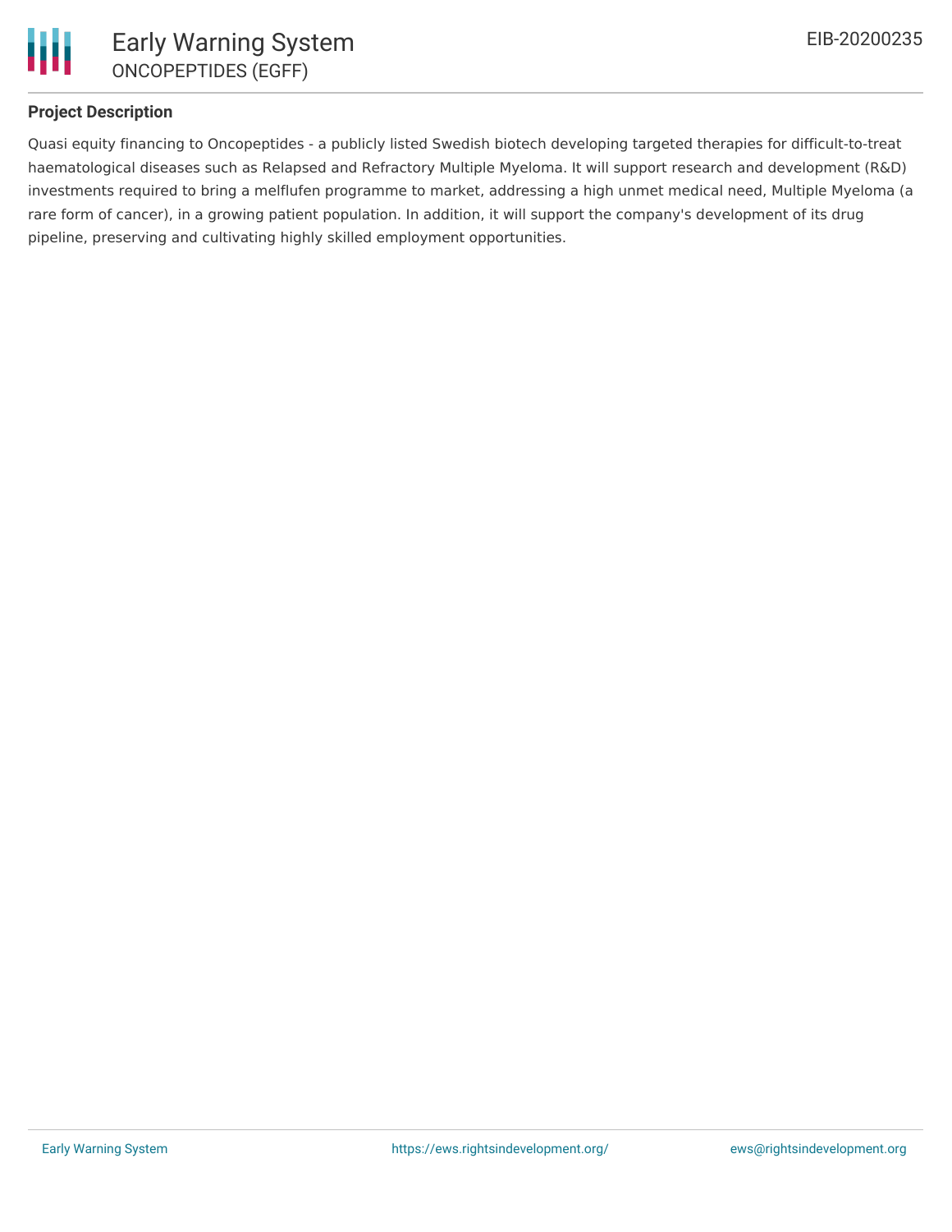## Project Description

Quasi equity financing to Oncopeptides - a publicly listed Swedish biotech developing targeted therapies for difficult-to-treat haematological diseases such as Relapsed and Refractory Multiple Myeloma. It will support research and development (R&D) investments required to bring a melflufen programme to market, addressing a high unmet medical need, Multiple Myeloma (a rare form of cancer), in a growing patient population. In addition, it will support the company's development of its drug pipeline, preserving and cultivating highly skilled employment opportunities.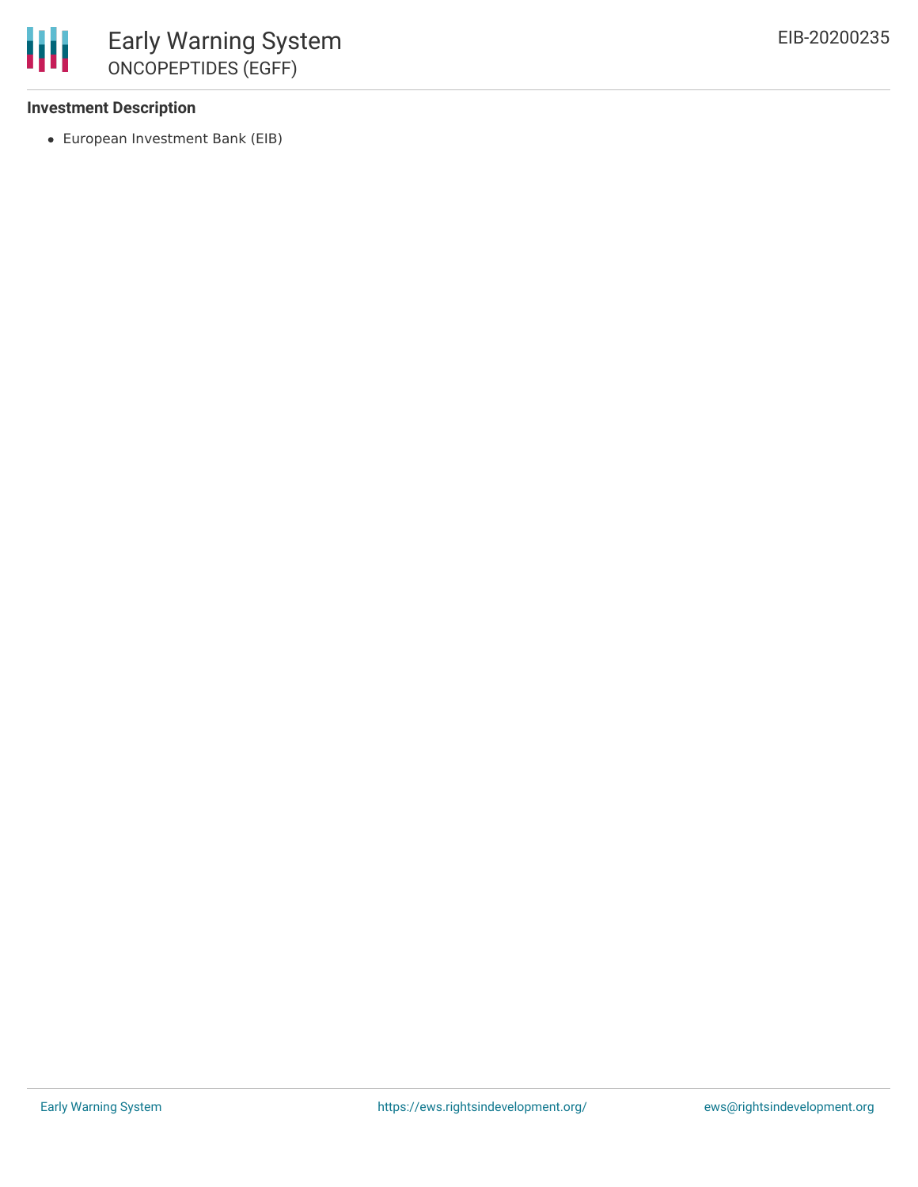**Investment Description**

- European Investment Bank (EIB)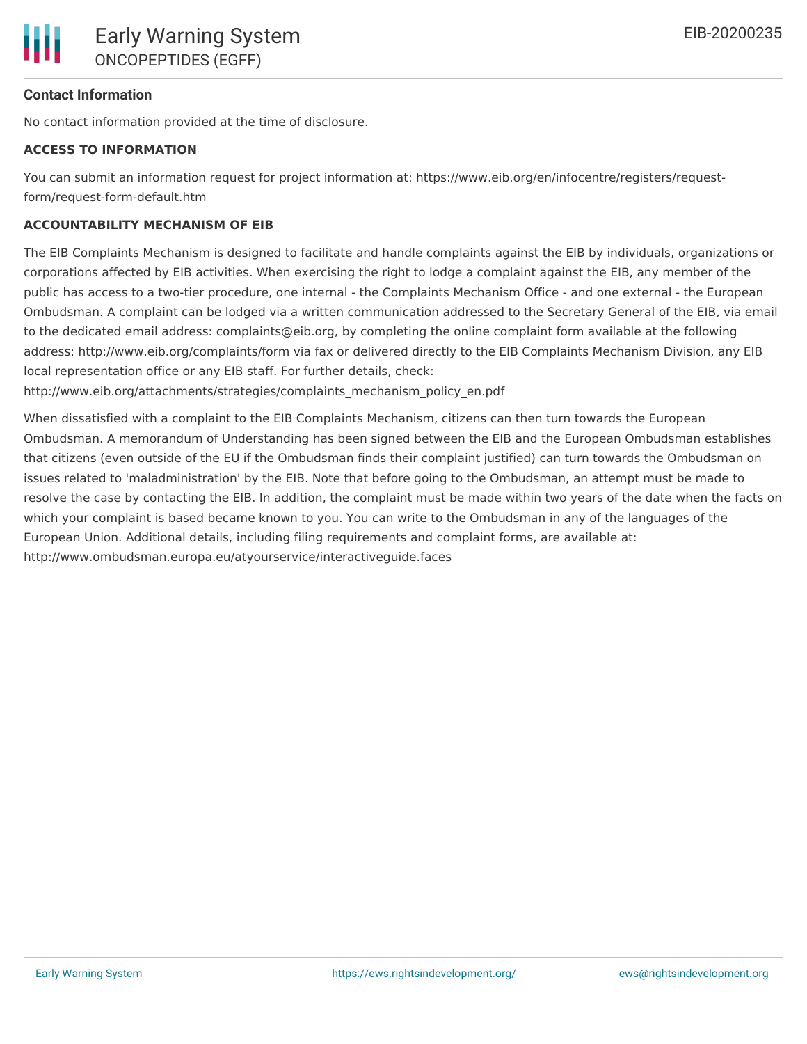### Contact Information

No contact information provided at the time of disclosure.

#### ACCESS TO INFORMATION

You can submit an information request for project information at: https://www.eib.org/en/infocentre/registers/request-form/request-form-default.htm

#### ACCOUNTABILITY MECHANISM OF EIB

The EIB Complaints Mechanism is designed to facilitate and handle complaints against the EIB by individuals, organizations or corporations affected by EIB activities. When exercising the right to lodge a complaint against the EIB, any member of the public has access to a two-tier procedure, one internal - the Complaints Mechanism Office - and one external - the European Ombudsman. A complaint can be lodged via a written communication addressed to the Secretary General of the EIB, via email to the dedicated email address: complaints@eib.org, by completing the online complaint form available at the following address: http://www.eib.org/complaints/form via fax or delivered directly to the EIB Complaints Mechanism Division, any EIB local representation office or any EIB staff. For further details, check: http://www.eib.org/attachments/strategies/complaints_mechanism_policy_en.pdf

When dissatisfied with a complaint to the EIB Complaints Mechanism, citizens can then turn towards the European Ombudsman. A memorandum of Understanding has been signed between the EIB and the European Ombudsman establishes that citizens (even outside of the EU if the Ombudsman finds their complaint justified) can turn towards the Ombudsman on issues related to 'maladministration' by the EIB. Note that before going to the Ombudsman, an attempt must be made to resolve the case by contacting the EIB. In addition, the complaint must be made within two years of the date when the facts on which your complaint is based became known to you. You can write to the Ombudsman in any of the languages of the European Union. Additional details, including filing requirements and complaint forms, are available at: http://www.ombudsman.europa.eu/atyourservice/interactiveguide.faces